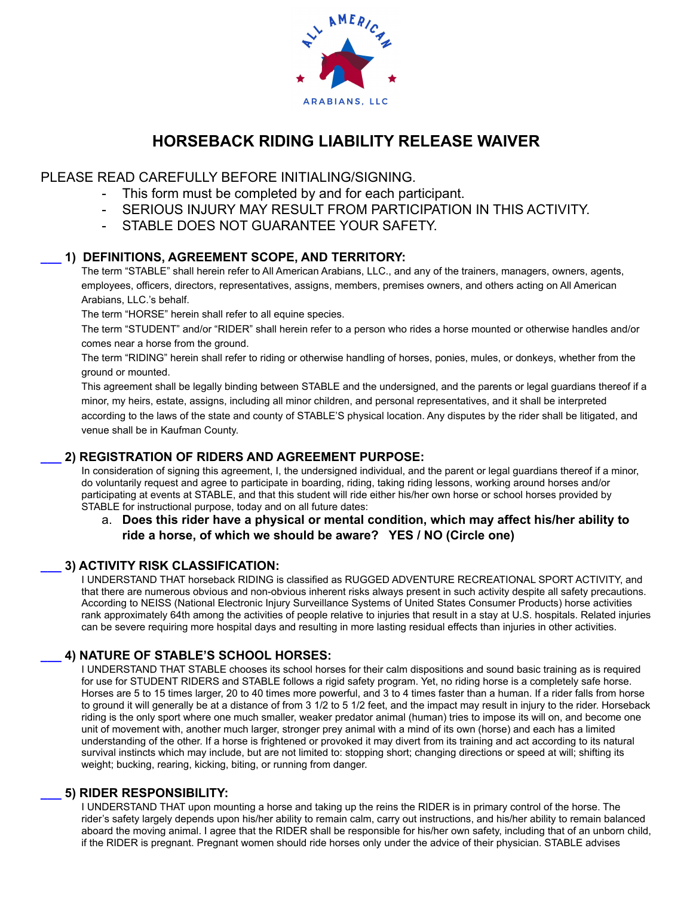ALL AMERICAN

ARABIANS, LLC

# HORSEBACK RIDING LIABILITY RELEASE WAIVER

PLEASE READ CAREFULLY BEFORE INITIALING/SIGNING.

- This form must be completed by and for each participant.
- SERIOUS INJURY MAY RESULT FROM PARTICIPATION IN THIS ACTIVITY.
- STABLE DOES NOT GUARANTEE YOUR SAFETY.

## ___ 1) DEFINITIONS, AGREEMENT SCOPE, AND TERRITORY:

The term "STABLE" shall herein refer to All American Arabians, LLC., and any of the trainers, managers, owners, agents, employees, officers, directors, representatives, assigns, members, premises owners, and others acting on All American Arabians, LLC.'s behalf.

The term "HORSE" herein shall refer to all equine species.

The term "STUDENT" and/or "RIDER" shall herein refer to a person who rides a horse mounted or otherwise handles and/or comes near a horse from the ground.

The term "RIDING" herein shall refer to riding or otherwise handling of horses, ponies, mules, or donkeys, whether from the ground or mounted.

This agreement shall be legally binding between STABLE and the undersigned, and the parents or legal guardians thereof if a minor, my heirs, estate, assigns, including all minor children, and personal representatives, and it shall be interpreted according to the laws of the state and county of STABLE'S physical location. Any disputes by the rider shall be litigated, and venue shall be in Kaufman County.

## ___ 2) REGISTRATION OF RIDERS AND AGREEMENT PURPOSE:

In consideration of signing this agreement, I, the undersigned individual, and the parent or legal guardians thereof if a minor, do voluntarily request and agree to participate in boarding, riding, taking riding lessons, working around horses and/or participating at events at STABLE, and that this student will ride either his/her own horse or school horses provided by STABLE for instructional purpose, today and on all future dates:

a. **Does this rider have a physical or mental condition, which may affect his/her ability to ride a horse, of which we should be aware? YES / NO (Circle one)**

## ___ 3) ACTIVITY RISK CLASSIFICATION:

I UNDERSTAND THAT horseback RIDING is classified as RUGGED ADVENTURE RECREATIONAL SPORT ACTIVITY, and that there are numerous obvious and non-obvious inherent risks always present in such activity despite all safety precautions. According to NEISS (National Electronic Injury Surveillance Systems of United States Consumer Products) horse activities rank approximately 64th among the activities of people relative to injuries that result in a stay at U.S. hospitals. Related injuries can be severe requiring more hospital days and resulting in more lasting residual effects than injuries in other activities.

## ___ 4) NATURE OF STABLE'S SCHOOL HORSES:

I UNDERSTAND THAT STABLE chooses its school horses for their calm dispositions and sound basic training as is required for use for STUDENT RIDERS and STABLE follows a rigid safety program. Yet, no riding horse is a completely safe horse. Horses are 5 to 15 times larger, 20 to 40 times more powerful, and 3 to 4 times faster than a human. If a rider falls from horse to ground it will generally be at a distance of from 3 1/2 to 5 1/2 feet, and the impact may result in injury to the rider. Horseback riding is the only sport where one much smaller, weaker predator animal (human) tries to impose its will on, and become one unit of movement with, another much larger, stronger prey animal with a mind of its own (horse) and each has a limited understanding of the other. If a horse is frightened or provoked it may divert from its training and act according to its natural survival instincts which may include, but are not limited to: stopping short; changing directions or speed at will; shifting its weight; bucking, rearing, kicking, biting, or running from danger.

## ___ 5) RIDER RESPONSIBILITY:

I UNDERSTAND THAT upon mounting a horse and taking up the reins the RIDER is in primary control of the horse. The rider's safety largely depends upon his/her ability to remain calm, carry out instructions, and his/her ability to remain balanced aboard the moving animal. I agree that the RIDER shall be responsible for his/her own safety, including that of an unborn child, if the RIDER is pregnant. Pregnant women should ride horses only under the advice of their physician. STABLE advises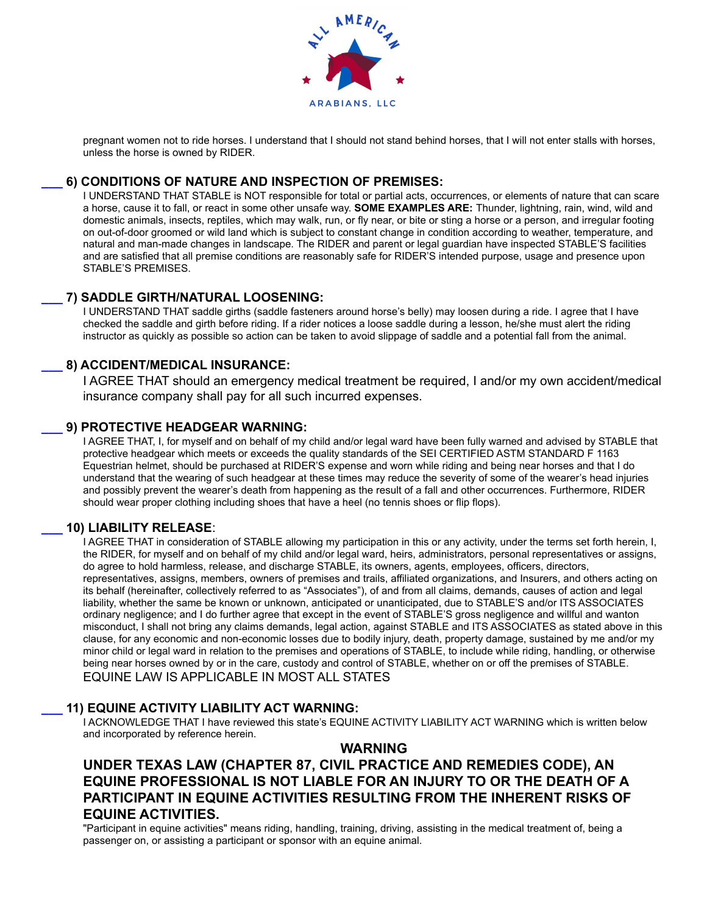pregnant women not to ride horses. I understand that I should not stand behind horses, that I will not enter stalls with horses, unless the horse is owned by RIDER.

### ___ 6) CONDITIONS OF NATURE AND INSPECTION OF PREMISES:

I UNDERSTAND THAT STABLE is NOT responsible for total or partial acts, occurrences, or elements of nature that can scare a horse, cause it to fall, or react in some other unsafe way. **SOME EXAMPLES ARE:** Thunder, lightning, rain, wind, wild and domestic animals, insects, reptiles, which may walk, run, or fly near, or bite or sting a horse or a person, and irregular footing on out-of-door groomed or wild land which is subject to constant change in condition according to weather, temperature, and natural and man-made changes in landscape. The RIDER and parent or legal guardian have inspected STABLE'S facilities and are satisfied that all premise conditions are reasonably safe for RIDER'S intended purpose, usage and presence upon STABLE'S PREMISES.

### ___ 7) SADDLE GIRTH/NATURAL LOOSENING:

I UNDERSTAND THAT saddle girths (saddle fasteners around horse's belly) may loosen during a ride. I agree that I have checked the saddle and girth before riding. If a rider notices a loose saddle during a lesson, he/she must alert the riding instructor as quickly as possible so action can be taken to avoid slippage of saddle and a potential fall from the animal.

### ___ 8) ACCIDENT/MEDICAL INSURANCE:

I AGREE THAT should an emergency medical treatment be required, I and/or my own accident/medical insurance company shall pay for all such incurred expenses.

### ___ 9) PROTECTIVE HEADGEAR WARNING:

I AGREE THAT, I, for myself and on behalf of my child and/or legal ward have been fully warned and advised by STABLE that protective headgear which meets or exceeds the quality standards of the SEI CERTIFIED ASTM STANDARD F 1163 Equestrian helmet, should be purchased at RIDER'S expense and worn while riding and being near horses and that I do understand that the wearing of such headgear at these times may reduce the severity of some of the wearer's head injuries and possibly prevent the wearer's death from happening as the result of a fall and other occurrences. Furthermore, RIDER should wear proper clothing including shoes that have a heel (no tennis shoes or flip flops).

### ___ 10) LIABILITY RELEASE:

I AGREE THAT in consideration of STABLE allowing my participation in this or any activity, under the terms set forth herein, I, the RIDER, for myself and on behalf of my child and/or legal ward, heirs, administrators, personal representatives or assigns, do agree to hold harmless, release, and discharge STABLE, its owners, agents, employees, officers, directors, representatives, assigns, members, owners of premises and trails, affiliated organizations, and Insurers, and others acting on its behalf (hereinafter, collectively referred to as "Associates"), of and from all claims, demands, causes of action and legal liability, whether the same be known or unknown, anticipated or unanticipated, due to STABLE'S and/or ITS ASSOCIATES ordinary negligence; and I do further agree that except in the event of STABLE'S gross negligence and willful and wanton misconduct, I shall not bring any claims demands, legal action, against STABLE and ITS ASSOCIATES as stated above in this clause, for any economic and non-economic losses due to bodily injury, death, property damage, sustained by me and/or my minor child or legal ward in relation to the premises and operations of STABLE, to include while riding, handling, or otherwise being near horses owned by or in the care, custody and control of STABLE, whether on or off the premises of STABLE.
EQUINE LAW IS APPLICABLE IN MOST ALL STATES

### ___ 11) EQUINE ACTIVITY LIABILITY ACT WARNING:

I ACKNOWLEDGE THAT I have reviewed this state's EQUINE ACTIVITY LIABILITY ACT WARNING which is written below and incorporated by reference herein.

**WARNING**

**UNDER TEXAS LAW (CHAPTER 87, CIVIL PRACTICE AND REMEDIES CODE), AN EQUINE PROFESSIONAL IS NOT LIABLE FOR AN INJURY TO OR THE DEATH OF A PARTICIPANT IN EQUINE ACTIVITIES RESULTING FROM THE INHERENT RISKS OF EQUINE ACTIVITIES.**

"Participant in equine activities" means riding, handling, training, driving, assisting in the medical treatment of, being a passenger on, or assisting a participant or sponsor with an equine animal.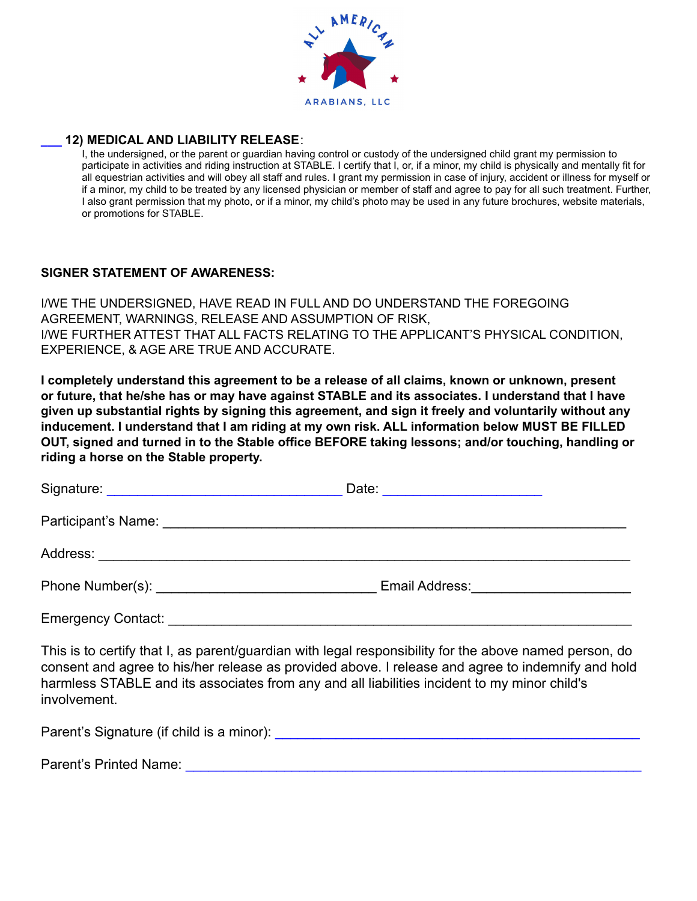**___ 12) MEDICAL AND LIABILITY RELEASE**:

I, the undersigned, or the parent or guardian having control or custody of the undersigned child grant my permission to participate in activities and riding instruction at STABLE. I certify that I, or, if a minor, my child is physically and mentally fit for all equestrian activities and will obey all staff and rules. I grant my permission in case of injury, accident or illness for myself or if a minor, my child to be treated by any licensed physician or member of staff and agree to pay for all such treatment. Further, I also grant permission that my photo, or if a minor, my child's photo may be used in any future brochures, website materials, or promotions for STABLE.

**SIGNER STATEMENT OF AWARENESS:**

I/WE THE UNDERSIGNED, HAVE READ IN FULL AND DO UNDERSTAND THE FOREGOING AGREEMENT, WARNINGS, RELEASE AND ASSUMPTION OF RISK,
I/WE FURTHER ATTEST THAT ALL FACTS RELATING TO THE APPLICANT'S PHYSICAL CONDITION, EXPERIENCE, & AGE ARE TRUE AND ACCURATE.

**I completely understand this agreement to be a release of all claims, known or unknown, present or future, that he/she has or may have against STABLE and its associates. I understand that I have given up substantial rights by signing this agreement, and sign it freely and voluntarily without any inducement. I understand that I am riding at my own risk. ALL information below MUST BE FILLED OUT, signed and turned in to the Stable office BEFORE taking lessons; and/or touching, handling or riding a horse on the Stable property.**

Signature: ______________________________ Date: ____________________

Participant's Name: ____________________________________________________________

Address: ______________________________________________________________________

Phone Number(s): ____________________________ Email Address:____________________

Emergency Contact: ____________________________________________________________

This is to certify that I, as parent/guardian with legal responsibility for the above named person, do consent and agree to his/her release as provided above. I release and agree to indemnify and hold harmless STABLE and its associates from any and all liabilities incident to my minor child's involvement.

Parent's Signature (if child is a minor): ______________________________________________

Parent's Printed Name: ________________________________________________________